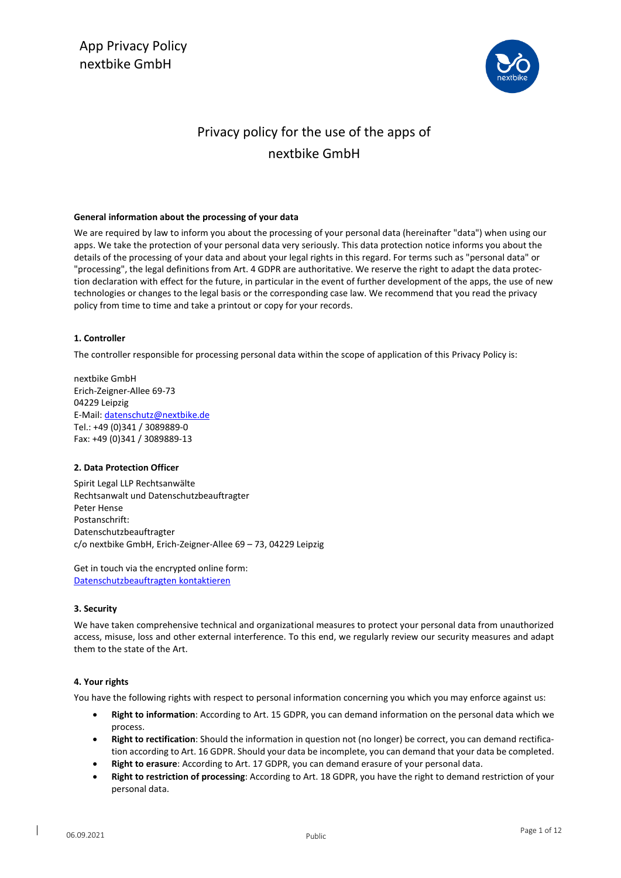# Privacy policy for the use of the apps of nextbike GmbH

**General information about the processing of your data**

We are required by law to inform you about the processing of your personal data (hereinafter "data") when using our apps. We take the protection of your personal data very seriously. This data protection notice informs you about the details of the processing of your data and about your legal rights in this regard. For terms such as "personal data" or "processing", the legal definitions from Art. 4 GDPR are authoritative. We reserve the right to adapt the data protection declaration with effect for the future, in particular in the event of further development of the apps, the use of new technologies or changes to the legal basis or the corresponding case law. We recommend that you read the privacy policy from time to time and take a printout or copy for your records.

**1. Controller**

The controller responsible for processing personal data within the scope of application of this Privacy Policy is:

nextbike GmbH
Erich-Zeigner-Allee 69-73
04229 Leipzig
E-Mail: datenschutz@nextbike.de
Tel.: +49 (0)341 / 3089889-0
Fax: +49 (0)341 / 3089889-13

**2. Data Protection Officer**

Spirit Legal LLP Rechtsanwälte
Rechtsanwalt und Datenschutzbeauftragter
Peter Hense
Postanschrift:
Datenschutzbeauftragter
c/o nextbike GmbH, Erich-Zeigner-Allee 69 – 73, 04229 Leipzig

Get in touch via the encrypted online form:
Datenschutzbeauftragten kontaktieren

**3. Security**

We have taken comprehensive technical and organizational measures to protect your personal data from unauthorized access, misuse, loss and other external interference. To this end, we regularly review our security measures and adapt them to the state of the Art.

**4. Your rights**

You have the following rights with respect to personal information concerning you which you may enforce against us:

- **Right to information**: According to Art. 15 GDPR, you can demand information on the personal data which we process.
- **Right to rectification**: Should the information in question not (no longer) be correct, you can demand rectification according to Art. 16 GDPR. Should your data be incomplete, you can demand that your data be completed.
- **Right to erasure**: According to Art. 17 GDPR, you can demand erasure of your personal data.
- **Right to restriction of processing**: According to Art. 18 GDPR, you have the right to demand restriction of your personal data.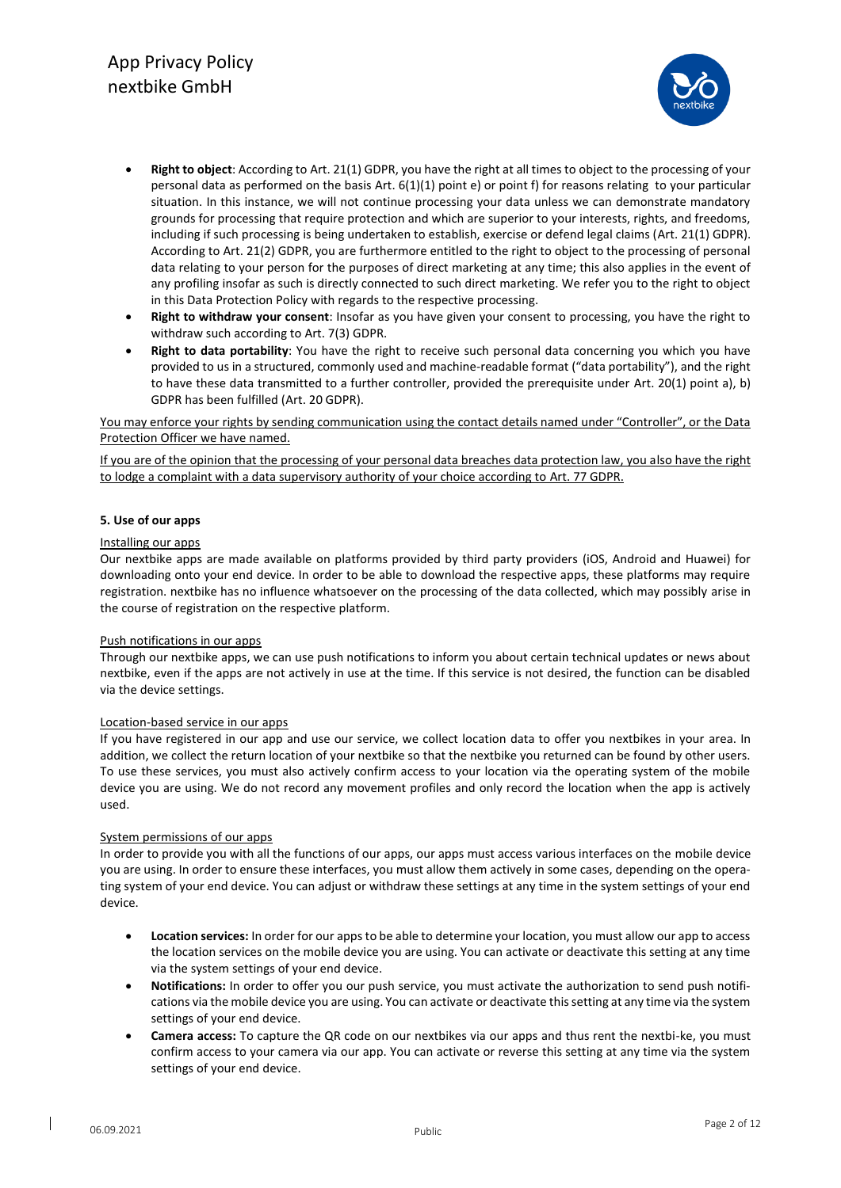- **Right to object**: According to Art. 21(1) GDPR, you have the right at all times to object to the processing of your personal data as performed on the basis Art. 6(1)(1) point e) or point f) for reasons relating to your particular situation. In this instance, we will not continue processing your data unless we can demonstrate mandatory grounds for processing that require protection and which are superior to your interests, rights, and freedoms, including if such processing is being undertaken to establish, exercise or defend legal claims (Art. 21(1) GDPR). According to Art. 21(2) GDPR, you are furthermore entitled to the right to object to the processing of personal data relating to your person for the purposes of direct marketing at any time; this also applies in the event of any profiling insofar as such is directly connected to such direct marketing. We refer you to the right to object in this Data Protection Policy with regards to the respective processing.
- **Right to withdraw your consent**: Insofar as you have given your consent to processing, you have the right to withdraw such according to Art. 7(3) GDPR.
- **Right to data portability**: You have the right to receive such personal data concerning you which you have provided to us in a structured, commonly used and machine-readable format ("data portability"), and the right to have these data transmitted to a further controller, provided the prerequisite under Art. 20(1) point a), b) GDPR has been fulfilled (Art. 20 GDPR).

You may enforce your rights by sending communication using the contact details named under "Controller", or the Data Protection Officer we have named.

If you are of the opinion that the processing of your personal data breaches data protection law, you also have the right to lodge a complaint with a data supervisory authority of your choice according to Art. 77 GDPR.

#### 5. Use of our apps

Installing our apps

Our nextbike apps are made available on platforms provided by third party providers (iOS, Android and Huawei) for downloading onto your end device. In order to be able to download the respective apps, these platforms may require registration. nextbike has no influence whatsoever on the processing of the data collected, which may possibly arise in the course of registration on the respective platform.

Push notifications in our apps

Through our nextbike apps, we can use push notifications to inform you about certain technical updates or news about nextbike, even if the apps are not actively in use at the time. If this service is not desired, the function can be disabled via the device settings.

Location-based service in our apps

If you have registered in our app and use our service, we collect location data to offer you nextbikes in your area. In addition, we collect the return location of your nextbike so that the nextbike you returned can be found by other users. To use these services, you must also actively confirm access to your location via the operating system of the mobile device you are using. We do not record any movement profiles and only record the location when the app is actively used.

System permissions of our apps

In order to provide you with all the functions of our apps, our apps must access various interfaces on the mobile device you are using. In order to ensure these interfaces, you must allow them actively in some cases, depending on the operating system of your end device. You can adjust or withdraw these settings at any time in the system settings of your end device.

- **Location services:** In order for our apps to be able to determine your location, you must allow our app to access the location services on the mobile device you are using. You can activate or deactivate this setting at any time via the system settings of your end device.
- **Notifications:** In order to offer you our push service, you must activate the authorization to send push notifications via the mobile device you are using. You can activate or deactivate this setting at any time via the system settings of your end device.
- **Camera access:** To capture the QR code on our nextbikes via our apps and thus rent the nextbi-ke, you must confirm access to your camera via our app. You can activate or reverse this setting at any time via the system settings of your end device.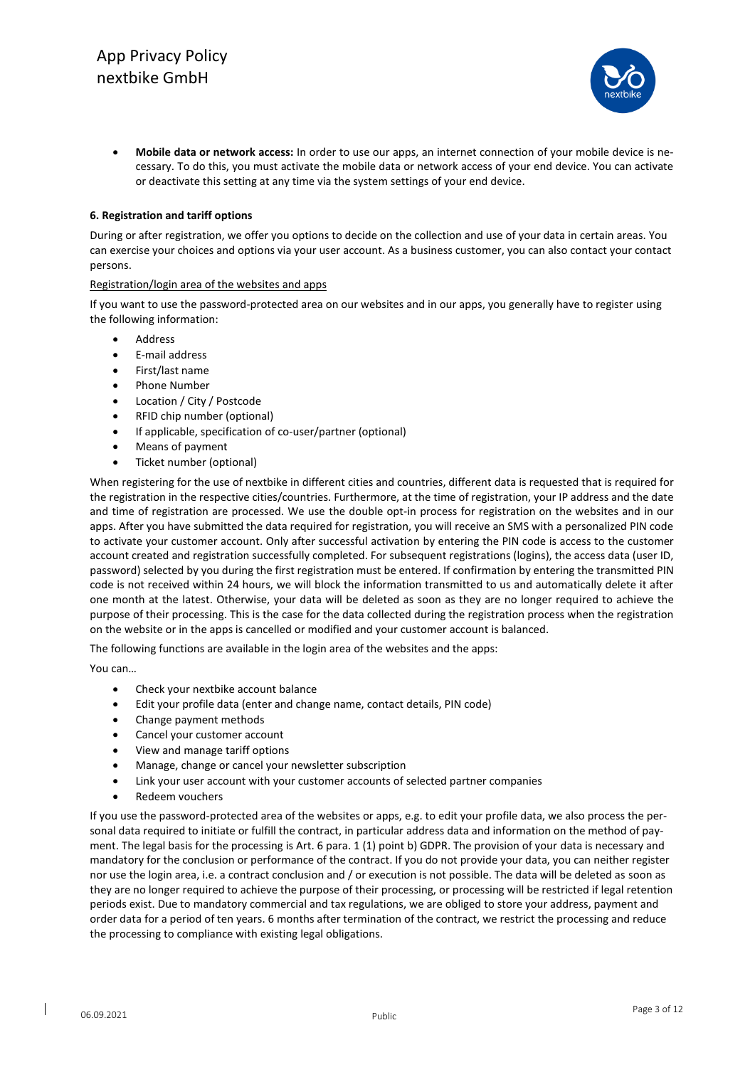- **Mobile data or network access:** In order to use our apps, an internet connection of your mobile device is necessary. To do this, you must activate the mobile data or network access of your end device. You can activate or deactivate this setting at any time via the system settings of your end device.

#### 6. Registration and tariff options

During or after registration, we offer you options to decide on the collection and use of your data in certain areas. You can exercise your choices and options via your user account. As a business customer, you can also contact your contact persons.

Registration/login area of the websites and apps

If you want to use the password-protected area on our websites and in our apps, you generally have to register using the following information:

- Address
- E-mail address
- First/last name
- Phone Number
- Location / City / Postcode
- RFID chip number (optional)
- If applicable, specification of co-user/partner (optional)
- Means of payment
- Ticket number (optional)

When registering for the use of nextbike in different cities and countries, different data is requested that is required for the registration in the respective cities/countries. Furthermore, at the time of registration, your IP address and the date and time of registration are processed. We use the double opt-in process for registration on the websites and in our apps. After you have submitted the data required for registration, you will receive an SMS with a personalized PIN code to activate your customer account. Only after successful activation by entering the PIN code is access to the customer account created and registration successfully completed. For subsequent registrations (logins), the access data (user ID, password) selected by you during the first registration must be entered. If confirmation by entering the transmitted PIN code is not received within 24 hours, we will block the information transmitted to us and automatically delete it after one month at the latest. Otherwise, your data will be deleted as soon as they are no longer required to achieve the purpose of their processing. This is the case for the data collected during the registration process when the registration on the website or in the apps is cancelled or modified and your customer account is balanced.

The following functions are available in the login area of the websites and the apps:

You can…

- Check your nextbike account balance
- Edit your profile data (enter and change name, contact details, PIN code)
- Change payment methods
- Cancel your customer account
- View and manage tariff options
- Manage, change or cancel your newsletter subscription
- Link your user account with your customer accounts of selected partner companies
- Redeem vouchers

If you use the password-protected area of the websites or apps, e.g. to edit your profile data, we also process the personal data required to initiate or fulfill the contract, in particular address data and information on the method of payment. The legal basis for the processing is Art. 6 para. 1 (1) point b) GDPR. The provision of your data is necessary and mandatory for the conclusion or performance of the contract. If you do not provide your data, you can neither register nor use the login area, i.e. a contract conclusion and / or execution is not possible. The data will be deleted as soon as they are no longer required to achieve the purpose of their processing, or processing will be restricted if legal retention periods exist. Due to mandatory commercial and tax regulations, we are obliged to store your address, payment and order data for a period of ten years. 6 months after termination of the contract, we restrict the processing and reduce the processing to compliance with existing legal obligations.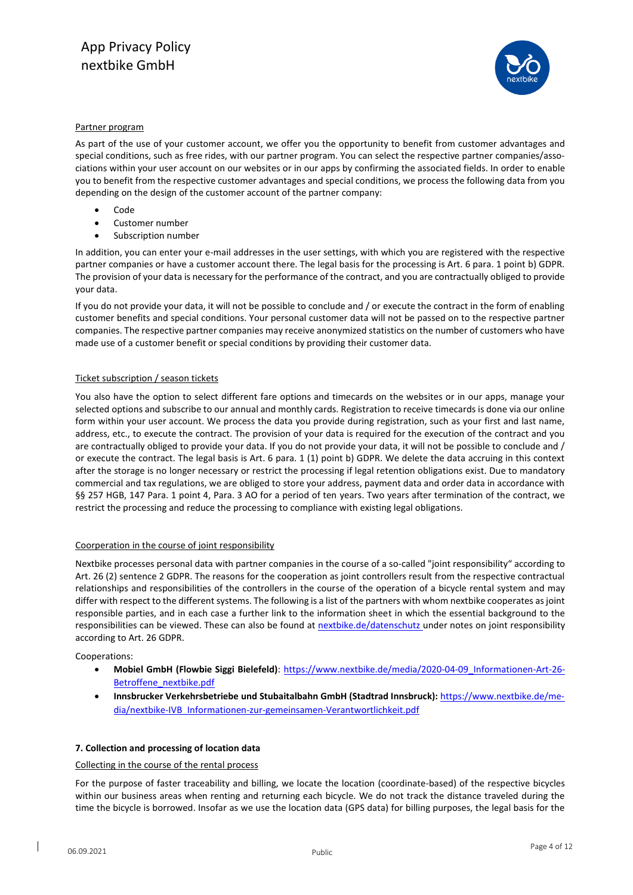Partner program

As part of the use of your customer account, we offer you the opportunity to benefit from customer advantages and special conditions, such as free rides, with our partner program. You can select the respective partner companies/associations within your user account on our websites or in our apps by confirming the associated fields. In order to enable you to benefit from the respective customer advantages and special conditions, we process the following data from you depending on the design of the customer account of the partner company:

- Code
- Customer number
- Subscription number

In addition, you can enter your e-mail addresses in the user settings, with which you are registered with the respective partner companies or have a customer account there. The legal basis for the processing is Art. 6 para. 1 point b) GDPR. The provision of your data is necessary for the performance of the contract, and you are contractually obliged to provide your data.

If you do not provide your data, it will not be possible to conclude and / or execute the contract in the form of enabling customer benefits and special conditions. Your personal customer data will not be passed on to the respective partner companies. The respective partner companies may receive anonymized statistics on the number of customers who have made use of a customer benefit or special conditions by providing their customer data.

Ticket subscription / season tickets

You also have the option to select different fare options and timecards on the websites or in our apps, manage your selected options and subscribe to our annual and monthly cards. Registration to receive timecards is done via our online form within your user account. We process the data you provide during registration, such as your first and last name, address, etc., to execute the contract. The provision of your data is required for the execution of the contract and you are contractually obliged to provide your data. If you do not provide your data, it will not be possible to conclude and / or execute the contract. The legal basis is Art. 6 para. 1 (1) point b) GDPR. We delete the data accruing in this context after the storage is no longer necessary or restrict the processing if legal retention obligations exist. Due to mandatory commercial and tax regulations, we are obliged to store your address, payment data and order data in accordance with §§ 257 HGB, 147 Para. 1 point 4, Para. 3 AO for a period of ten years. Two years after termination of the contract, we restrict the processing and reduce the processing to compliance with existing legal obligations.

Coorperation in the course of joint responsibility

Nextbike processes personal data with partner companies in the course of a so-called "joint responsibility" according to Art. 26 (2) sentence 2 GDPR. The reasons for the cooperation as joint controllers result from the respective contractual relationships and responsibilities of the controllers in the course of the operation of a bicycle rental system and may differ with respect to the different systems. The following is a list of the partners with whom nextbike cooperates as joint responsible parties, and in each case a further link to the information sheet in which the essential background to the responsibilities can be viewed. These can also be found at nextbike.de/datenschutz under notes on joint responsibility according to Art. 26 GDPR.

Cooperations:

- **Mobiel GmbH (Flowbie Siggi Bielefeld)**: https://www.nextbike.de/media/2020-04-09_Informationen-Art-26-Betroffene_nextbike.pdf
- **Innsbrucker Verkehrsbetriebe und Stubaitalbahn GmbH (Stadtrad Innsbruck):** https://www.nextbike.de/media/nextbike-IVB_Informationen-zur-gemeinsamen-Verantwortlichkeit.pdf

### 7. Collection and processing of location data

Collecting in the course of the rental process

For the purpose of faster traceability and billing, we locate the location (coordinate-based) of the respective bicycles within our business areas when renting and returning each bicycle. We do not track the distance traveled during the time the bicycle is borrowed. Insofar as we use the location data (GPS data) for billing purposes, the legal basis for the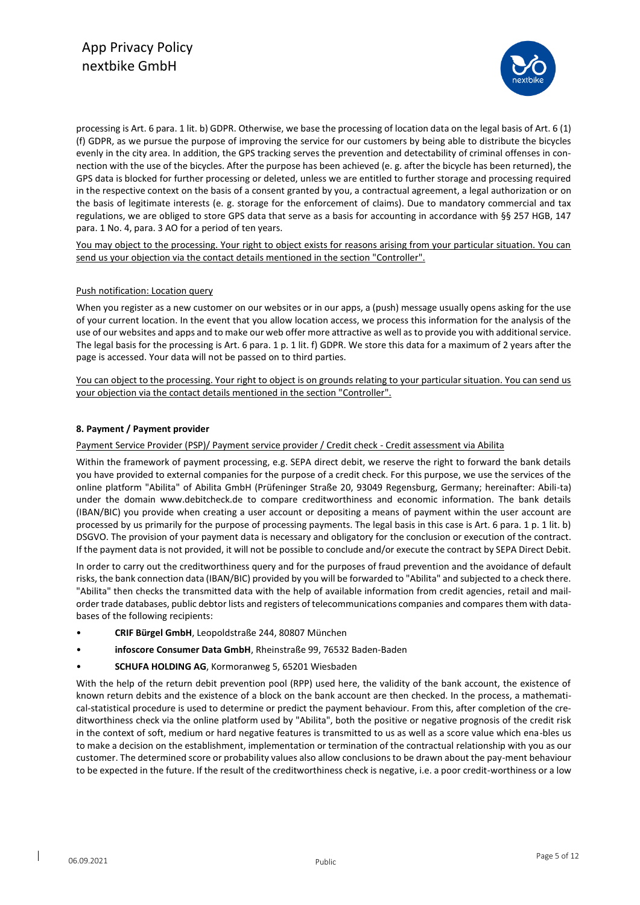processing is Art. 6 para. 1 lit. b) GDPR. Otherwise, we base the processing of location data on the legal basis of Art. 6 (1) (f) GDPR, as we pursue the purpose of improving the service for our customers by being able to distribute the bicycles evenly in the city area. In addition, the GPS tracking serves the prevention and detectability of criminal offenses in connection with the use of the bicycles. After the purpose has been achieved (e. g. after the bicycle has been returned), the GPS data is blocked for further processing or deleted, unless we are entitled to further storage and processing required in the respective context on the basis of a consent granted by you, a contractual agreement, a legal authorization or on the basis of legitimate interests (e. g. storage for the enforcement of claims). Due to mandatory commercial and tax regulations, we are obliged to store GPS data that serve as a basis for accounting in accordance with §§ 257 HGB, 147 para. 1 No. 4, para. 3 AO for a period of ten years.

<u>You may object to the processing. Your right to object exists for reasons arising from your particular situation. You can send us your objection via the contact details mentioned in the section "Controller".</u>

<u>Push notification: Location query</u>

When you register as a new customer on our websites or in our apps, a (push) message usually opens asking for the use of your current location. In the event that you allow location access, we process this information for the analysis of the use of our websites and apps and to make our web offer more attractive as well as to provide you with additional service. The legal basis for the processing is Art. 6 para. 1 p. 1 lit. f) GDPR. We store this data for a maximum of 2 years after the page is accessed. Your data will not be passed on to third parties.

<u>You can object to the processing. Your right to object is on grounds relating to your particular situation. You can send us your objection via the contact details mentioned in the section "Controller".</u>

### 8. Payment / Payment provider

<u>Payment Service Provider (PSP)/ Payment service provider / Credit check - Credit assessment via Abilita</u>

Within the framework of payment processing, e.g. SEPA direct debit, we reserve the right to forward the bank details you have provided to external companies for the purpose of a credit check. For this purpose, we use the services of the online platform "Abilita" of Abilita GmbH (Prüfeninger Straße 20, 93049 Regensburg, Germany; hereinafter: Abili-ta) under the domain www.debitcheck.de to compare creditworthiness and economic information. The bank details (IBAN/BIC) you provide when creating a user account or depositing a means of payment within the user account are processed by us primarily for the purpose of processing payments. The legal basis in this case is Art. 6 para. 1 p. 1 lit. b) DSGVO. The provision of your payment data is necessary and obligatory for the conclusion or execution of the contract. If the payment data is not provided, it will not be possible to conclude and/or execute the contract by SEPA Direct Debit.

In order to carry out the creditworthiness query and for the purposes of fraud prevention and the avoidance of default risks, the bank connection data (IBAN/BIC) provided by you will be forwarded to "Abilita" and subjected to a check there. "Abilita" then checks the transmitted data with the help of available information from credit agencies, retail and mail-order trade databases, public debtor lists and registers of telecommunications companies and compares them with databases of the following recipients:

- **CRIF Bürgel GmbH**, Leopoldstraße 244, 80807 München
- **infoscore Consumer Data GmbH**, Rheinstraße 99, 76532 Baden-Baden
- **SCHUFA HOLDING AG**, Kormoranweg 5, 65201 Wiesbaden

With the help of the return debit prevention pool (RPP) used here, the validity of the bank account, the existence of known return debits and the existence of a block on the bank account are then checked. In the process, a mathematical-statistical procedure is used to determine or predict the payment behaviour. From this, after completion of the creditworthiness check via the online platform used by "Abilita", both the positive or negative prognosis of the credit risk in the context of soft, medium or hard negative features is transmitted to us as well as a score value which ena-bles us to make a decision on the establishment, implementation or termination of the contractual relationship with you as our customer. The determined score or probability values also allow conclusions to be drawn about the pay-ment behaviour to be expected in the future. If the result of the creditworthiness check is negative, i.e. a poor credit-worthiness or a low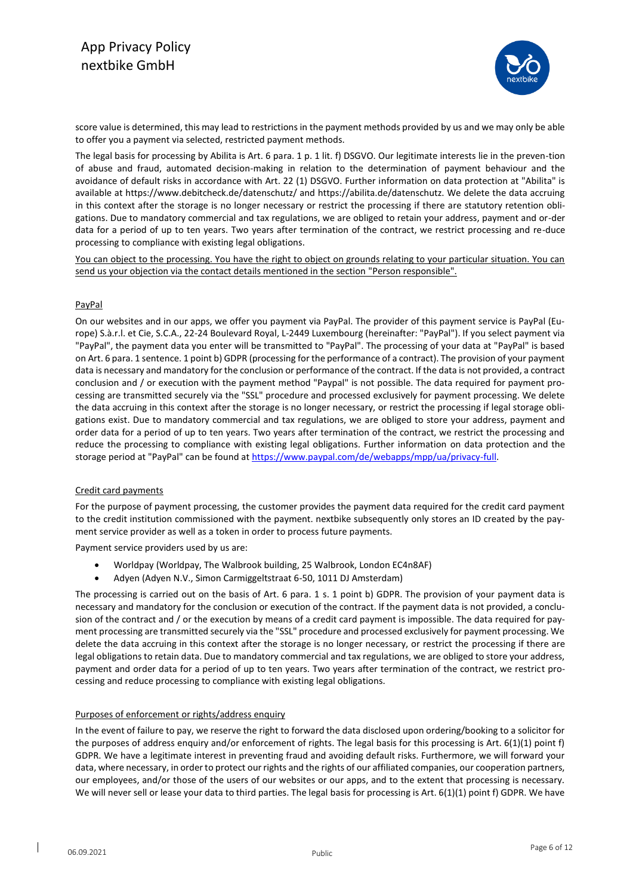score value is determined, this may lead to restrictions in the payment methods provided by us and we may only be able to offer you a payment via selected, restricted payment methods.

The legal basis for processing by Abilita is Art. 6 para. 1 p. 1 lit. f) DSGVO. Our legitimate interests lie in the preven-tion of abuse and fraud, automated decision-making in relation to the determination of payment behaviour and the avoidance of default risks in accordance with Art. 22 (1) DSGVO. Further information on data protection at "Abilita" is available at https://www.debitcheck.de/datenschutz/ and https://abilita.de/datenschutz. We delete the data accruing in this context after the storage is no longer necessary or restrict the processing if there are statutory retention obligations. Due to mandatory commercial and tax regulations, we are obliged to retain your address, payment and or-der data for a period of up to ten years. Two years after termination of the contract, we restrict processing and re-duce processing to compliance with existing legal obligations.

<u>You can object to the processing. You have the right to object on grounds relating to your particular situation. You can send us your objection via the contact details mentioned in the section "Person responsible".</u>

<u>PayPal</u>

On our websites and in our apps, we offer you payment via PayPal. The provider of this payment service is PayPal (Europe) S.à.r.l. et Cie, S.C.A., 22-24 Boulevard Royal, L-2449 Luxembourg (hereinafter: "PayPal"). If you select payment via "PayPal", the payment data you enter will be transmitted to "PayPal". The processing of your data at "PayPal" is based on Art. 6 para. 1 sentence. 1 point b) GDPR (processing for the performance of a contract). The provision of your payment data is necessary and mandatory for the conclusion or performance of the contract. If the data is not provided, a contract conclusion and / or execution with the payment method "Paypal" is not possible. The data required for payment processing are transmitted securely via the "SSL" procedure and processed exclusively for payment processing. We delete the data accruing in this context after the storage is no longer necessary, or restrict the processing if legal storage obligations exist. Due to mandatory commercial and tax regulations, we are obliged to store your address, payment and order data for a period of up to ten years. Two years after termination of the contract, we restrict the processing and reduce the processing to compliance with existing legal obligations. Further information on data protection and the storage period at "PayPal" can be found at [https://www.paypal.com/de/webapps/mpp/ua/privacy-full](https://www.paypal.com/de/webapps/mpp/ua/privacy-full).

<u>Credit card payments</u>

For the purpose of payment processing, the customer provides the payment data required for the credit card payment to the credit institution commissioned with the payment. nextbike subsequently only stores an ID created by the payment service provider as well as a token in order to process future payments.

Payment service providers used by us are:

- Worldpay (Worldpay, The Walbrook building, 25 Walbrook, London EC4n8AF)
- Adyen (Adyen N.V., Simon Carmiggeltstraat 6-50, 1011 DJ Amsterdam)

The processing is carried out on the basis of Art. 6 para. 1 s. 1 point b) GDPR. The provision of your payment data is necessary and mandatory for the conclusion or execution of the contract. If the payment data is not provided, a conclusion of the contract and / or the execution by means of a credit card payment is impossible. The data required for payment processing are transmitted securely via the "SSL" procedure and processed exclusively for payment processing. We delete the data accruing in this context after the storage is no longer necessary, or restrict the processing if there are legal obligations to retain data. Due to mandatory commercial and tax regulations, we are obliged to store your address, payment and order data for a period of up to ten years. Two years after termination of the contract, we restrict processing and reduce processing to compliance with existing legal obligations.

<u>Purposes of enforcement or rights/address enquiry</u>

In the event of failure to pay, we reserve the right to forward the data disclosed upon ordering/booking to a solicitor for the purposes of address enquiry and/or enforcement of rights. The legal basis for this processing is Art. 6(1)(1) point f) GDPR. We have a legitimate interest in preventing fraud and avoiding default risks. Furthermore, we will forward your data, where necessary, in order to protect our rights and the rights of our affiliated companies, our cooperation partners, our employees, and/or those of the users of our websites or our apps, and to the extent that processing is necessary. We will never sell or lease your data to third parties. The legal basis for processing is Art. 6(1)(1) point f) GDPR. We have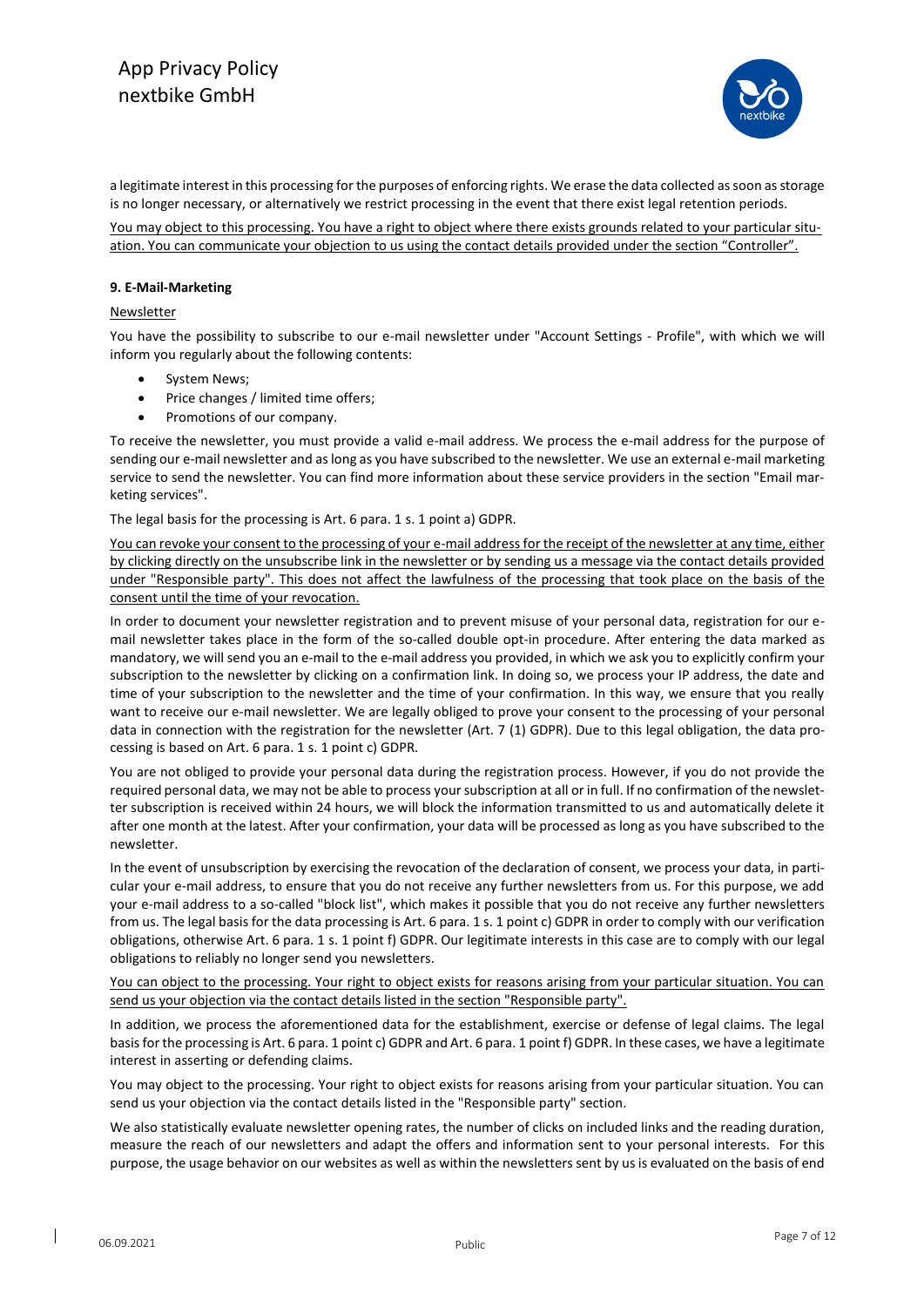a legitimate interest in this processing for the purposes of enforcing rights. We erase the data collected as soon as storage is no longer necessary, or alternatively we restrict processing in the event that there exist legal retention periods.

You may object to this processing. You have a right to object where there exists grounds related to your particular situation. You can communicate your objection to us using the contact details provided under the section "Controller".

**9. E-Mail-Marketing**

Newsletter

You have the possibility to subscribe to our e-mail newsletter under "Account Settings - Profile", with which we will inform you regularly about the following contents:

- System News;
- Price changes / limited time offers;
- Promotions of our company.

To receive the newsletter, you must provide a valid e-mail address. We process the e-mail address for the purpose of sending our e-mail newsletter and as long as you have subscribed to the newsletter. We use an external e-mail marketing service to send the newsletter. You can find more information about these service providers in the section "Email marketing services".

The legal basis for the processing is Art. 6 para. 1 s. 1 point a) GDPR.

You can revoke your consent to the processing of your e-mail address for the receipt of the newsletter at any time, either by clicking directly on the unsubscribe link in the newsletter or by sending us a message via the contact details provided under "Responsible party". This does not affect the lawfulness of the processing that took place on the basis of the consent until the time of your revocation.

In order to document your newsletter registration and to prevent misuse of your personal data, registration for our e-mail newsletter takes place in the form of the so-called double opt-in procedure. After entering the data marked as mandatory, we will send you an e-mail to the e-mail address you provided, in which we ask you to explicitly confirm your subscription to the newsletter by clicking on a confirmation link. In doing so, we process your IP address, the date and time of your subscription to the newsletter and the time of your confirmation. In this way, we ensure that you really want to receive our e-mail newsletter. We are legally obliged to prove your consent to the processing of your personal data in connection with the registration for the newsletter (Art. 7 (1) GDPR). Due to this legal obligation, the data processing is based on Art. 6 para. 1 s. 1 point c) GDPR.

You are not obliged to provide your personal data during the registration process. However, if you do not provide the required personal data, we may not be able to process your subscription at all or in full. If no confirmation of the newsletter subscription is received within 24 hours, we will block the information transmitted to us and automatically delete it after one month at the latest. After your confirmation, your data will be processed as long as you have subscribed to the newsletter.

In the event of unsubscription by exercising the revocation of the declaration of consent, we process your data, in particular your e-mail address, to ensure that you do not receive any further newsletters from us. For this purpose, we add your e-mail address to a so-called "block list", which makes it possible that you do not receive any further newsletters from us. The legal basis for the data processing is Art. 6 para. 1 s. 1 point c) GDPR in order to comply with our verification obligations, otherwise Art. 6 para. 1 s. 1 point f) GDPR. Our legitimate interests in this case are to comply with our legal obligations to reliably no longer send you newsletters.

You can object to the processing. Your right to object exists for reasons arising from your particular situation. You can send us your objection via the contact details listed in the section "Responsible party".

In addition, we process the aforementioned data for the establishment, exercise or defense of legal claims. The legal basis for the processing is Art. 6 para. 1 point c) GDPR and Art. 6 para. 1 point f) GDPR. In these cases, we have a legitimate interest in asserting or defending claims.

You may object to the processing. Your right to object exists for reasons arising from your particular situation. You can send us your objection via the contact details listed in the "Responsible party" section.

We also statistically evaluate newsletter opening rates, the number of clicks on included links and the reading duration, measure the reach of our newsletters and adapt the offers and information sent to your personal interests. For this purpose, the usage behavior on our websites as well as within the newsletters sent by us is evaluated on the basis of end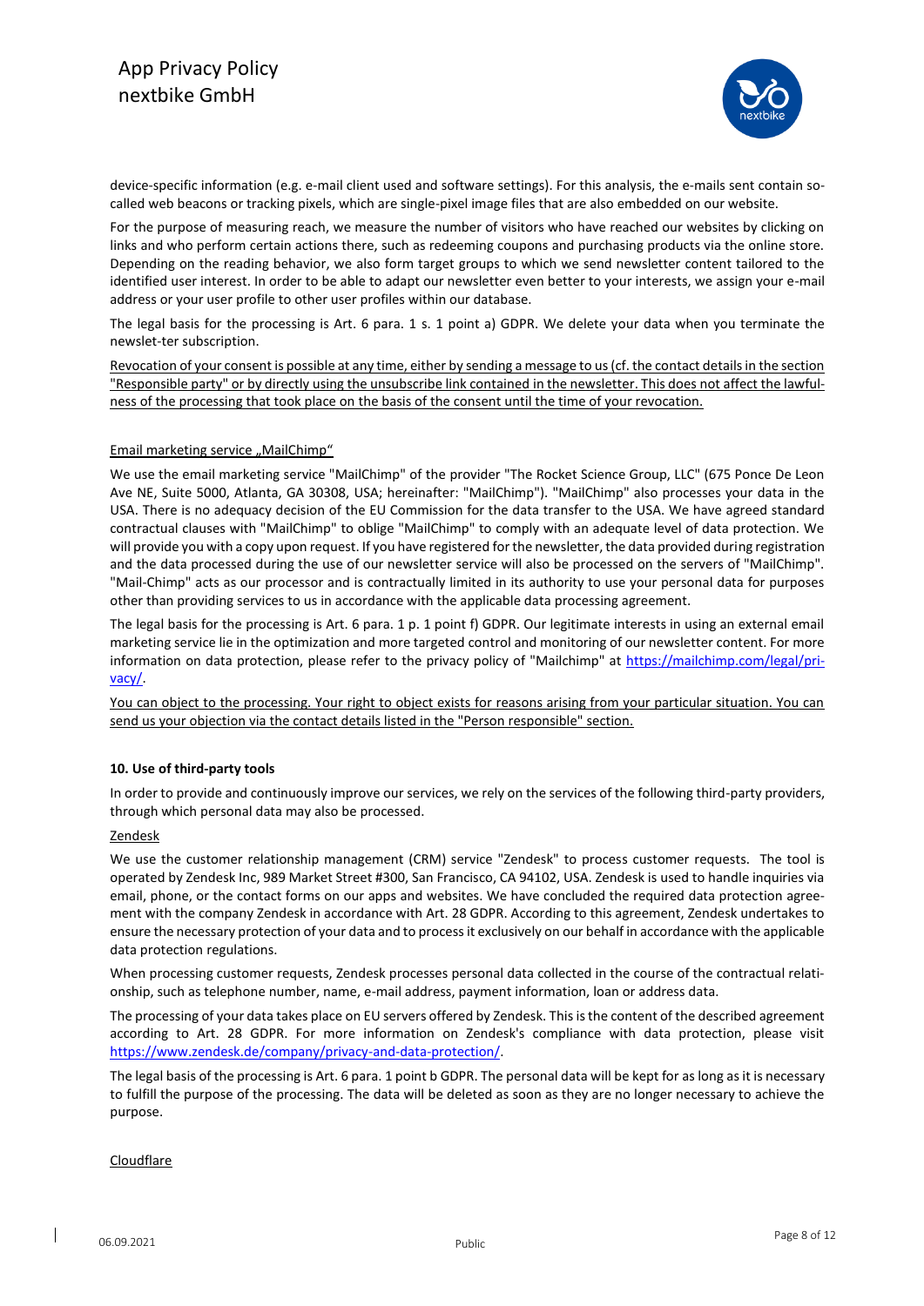device-specific information (e.g. e-mail client used and software settings). For this analysis, the e-mails sent contain so-called web beacons or tracking pixels, which are single-pixel image files that are also embedded on our website.

For the purpose of measuring reach, we measure the number of visitors who have reached our websites by clicking on links and who perform certain actions there, such as redeeming coupons and purchasing products via the online store. Depending on the reading behavior, we also form target groups to which we send newsletter content tailored to the identified user interest. In order to be able to adapt our newsletter even better to your interests, we assign your e-mail address or your user profile to other user profiles within our database.

The legal basis for the processing is Art. 6 para. 1 s. 1 point a) GDPR. We delete your data when you terminate the newslet-ter subscription.

Revocation of your consent is possible at any time, either by sending a message to us (cf. the contact details in the section "Responsible party" or by directly using the unsubscribe link contained in the newsletter. This does not affect the lawful-ness of the processing that took place on the basis of the consent until the time of your revocation.

Email marketing service „MailChimp"

We use the email marketing service "MailChimp" of the provider "The Rocket Science Group, LLC" (675 Ponce De Leon Ave NE, Suite 5000, Atlanta, GA 30308, USA; hereinafter: "MailChimp"). "MailChimp" also processes your data in the USA. There is no adequacy decision of the EU Commission for the data transfer to the USA. We have agreed standard contractual clauses with "MailChimp" to oblige "MailChimp" to comply with an adequate level of data protection. We will provide you with a copy upon request. If you have registered for the newsletter, the data provided during registration and the data processed during the use of our newsletter service will also be processed on the servers of "MailChimp". "Mail-Chimp" acts as our processor and is contractually limited in its authority to use your personal data for purposes other than providing services to us in accordance with the applicable data processing agreement.

The legal basis for the processing is Art. 6 para. 1 p. 1 point f) GDPR. Our legitimate interests in using an external email marketing service lie in the optimization and more targeted control and monitoring of our newsletter content. For more information on data protection, please refer to the privacy policy of "Mailchimp" at https://mailchimp.com/legal/pri-vacy/.

You can object to the processing. Your right to object exists for reasons arising from your particular situation. You can send us your objection via the contact details listed in the "Person responsible" section.

**10. Use of third-party tools**

In order to provide and continuously improve our services, we rely on the services of the following third-party providers, through which personal data may also be processed.

Zendesk

We use the customer relationship management (CRM) service "Zendesk" to process customer requests. The tool is operated by Zendesk Inc, 989 Market Street #300, San Francisco, CA 94102, USA. Zendesk is used to handle inquiries via email, phone, or the contact forms on our apps and websites. We have concluded the required data protection agree-ment with the company Zendesk in accordance with Art. 28 GDPR. According to this agreement, Zendesk undertakes to ensure the necessary protection of your data and to process it exclusively on our behalf in accordance with the applicable data protection regulations.

When processing customer requests, Zendesk processes personal data collected in the course of the contractual relati-onship, such as telephone number, name, e-mail address, payment information, loan or address data.

The processing of your data takes place on EU servers offered by Zendesk. This is the content of the described agreement according to Art. 28 GDPR. For more information on Zendesk's compliance with data protection, please visit https://www.zendesk.de/company/privacy-and-data-protection/.

The legal basis of the processing is Art. 6 para. 1 point b GDPR. The personal data will be kept for as long as it is necessary to fulfill the purpose of the processing. The data will be deleted as soon as they are no longer necessary to achieve the purpose.

Cloudflare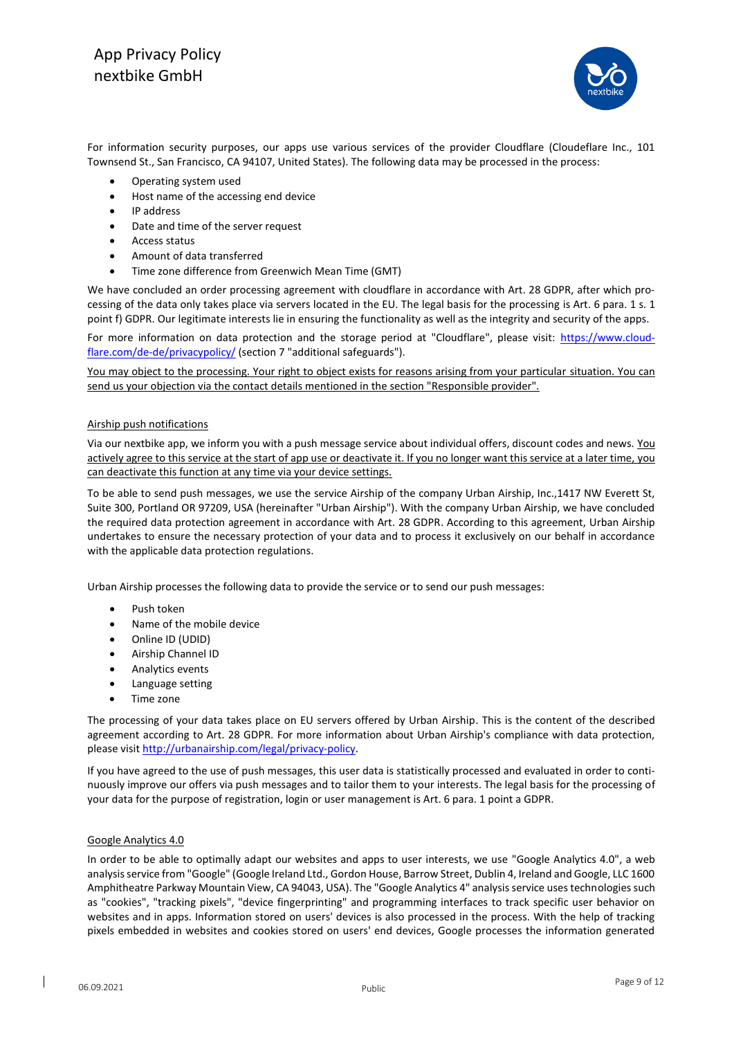For information security purposes, our apps use various services of the provider Cloudflare (Cloudeflare Inc., 101 Townsend St., San Francisco, CA 94107, United States). The following data may be processed in the process:

- Operating system used
- Host name of the accessing end device
- IP address
- Date and time of the server request
- Access status
- Amount of data transferred
- Time zone difference from Greenwich Mean Time (GMT)

We have concluded an order processing agreement with cloudflare in accordance with Art. 28 GDPR, after which processing of the data only takes place via servers located in the EU. The legal basis for the processing is Art. 6 para. 1 s. 1 point f) GDPR. Our legitimate interests lie in ensuring the functionality as well as the integrity and security of the apps.

For more information on data protection and the storage period at "Cloudflare", please visit: https://www.cloudflare.com/de-de/privacypolicy/ (section 7 "additional safeguards").

<u>You may object to the processing. Your right to object exists for reasons arising from your particular situation. You can send us your objection via the contact details mentioned in the section "Responsible provider".</u>

<u>Airship push notifications</u>

Via our nextbike app, we inform you with a push message service about individual offers, discount codes and news. <u>You actively agree to this service at the start of app use or deactivate it. If you no longer want this service at a later time, you can deactivate this function at any time via your device settings.</u>

To be able to send push messages, we use the service Airship of the company Urban Airship, Inc.,1417 NW Everett St, Suite 300, Portland OR 97209, USA (hereinafter "Urban Airship"). With the company Urban Airship, we have concluded the required data protection agreement in accordance with Art. 28 GDPR. According to this agreement, Urban Airship undertakes to ensure the necessary protection of your data and to process it exclusively on our behalf in accordance with the applicable data protection regulations.

Urban Airship processes the following data to provide the service or to send our push messages:

- Push token
- Name of the mobile device
- Online ID (UDID)
- Airship Channel ID
- Analytics events
- Language setting
- Time zone

The processing of your data takes place on EU servers offered by Urban Airship. This is the content of the described agreement according to Art. 28 GDPR. For more information about Urban Airship's compliance with data protection, please visit http://urbanairship.com/legal/privacy-policy.

If you have agreed to the use of push messages, this user data is statistically processed and evaluated in order to continuously improve our offers via push messages and to tailor them to your interests. The legal basis for the processing of your data for the purpose of registration, login or user management is Art. 6 para. 1 point a GDPR.

<u>Google Analytics 4.0</u>

In order to be able to optimally adapt our websites and apps to user interests, we use "Google Analytics 4.0", a web analysis service from "Google" (Google Ireland Ltd., Gordon House, Barrow Street, Dublin 4, Ireland and Google, LLC 1600 Amphitheatre Parkway Mountain View, CA 94043, USA). The "Google Analytics 4" analysis service uses technologies such as "cookies", "tracking pixels", "device fingerprinting" and programming interfaces to track specific user behavior on websites and in apps. Information stored on users' devices is also processed in the process. With the help of tracking pixels embedded in websites and cookies stored on users' end devices, Google processes the information generated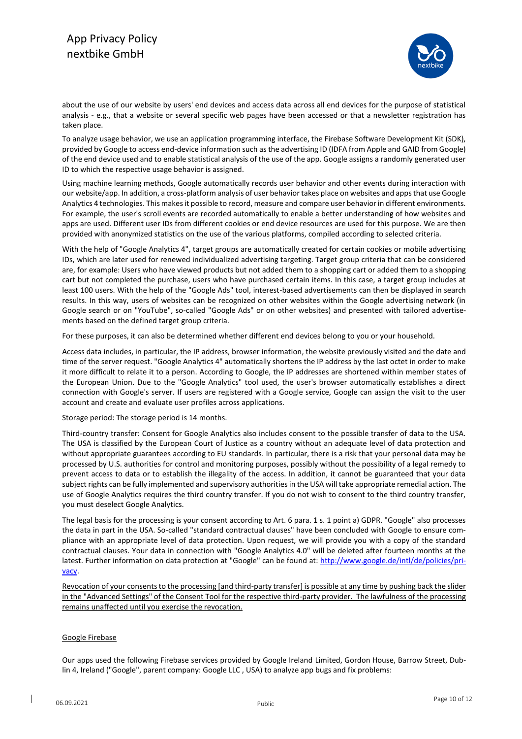about the use of our website by users' end devices and access data across all end devices for the purpose of statistical analysis - e.g., that a website or several specific web pages have been accessed or that a newsletter registration has taken place.

To analyze usage behavior, we use an application programming interface, the Firebase Software Development Kit (SDK), provided by Google to access end-device information such as the advertising ID (IDFA from Apple and GAID from Google) of the end device used and to enable statistical analysis of the use of the app. Google assigns a randomly generated user ID to which the respective usage behavior is assigned.

Using machine learning methods, Google automatically records user behavior and other events during interaction with our website/app. In addition, a cross-platform analysis of user behavior takes place on websites and apps that use Google Analytics 4 technologies. This makes it possible to record, measure and compare user behavior in different environments. For example, the user's scroll events are recorded automatically to enable a better understanding of how websites and apps are used. Different user IDs from different cookies or end device resources are used for this purpose. We are then provided with anonymized statistics on the use of the various platforms, compiled according to selected criteria.

With the help of "Google Analytics 4", target groups are automatically created for certain cookies or mobile advertising IDs, which are later used for renewed individualized advertising targeting. Target group criteria that can be considered are, for example: Users who have viewed products but not added them to a shopping cart or added them to a shopping cart but not completed the purchase, users who have purchased certain items. In this case, a target group includes at least 100 users. With the help of the "Google Ads" tool, interest-based advertisements can then be displayed in search results. In this way, users of websites can be recognized on other websites within the Google advertising network (in Google search or on "YouTube", so-called "Google Ads" or on other websites) and presented with tailored advertisements based on the defined target group criteria.

For these purposes, it can also be determined whether different end devices belong to you or your household.

Access data includes, in particular, the IP address, browser information, the website previously visited and the date and time of the server request. "Google Analytics 4" automatically shortens the IP address by the last octet in order to make it more difficult to relate it to a person. According to Google, the IP addresses are shortened within member states of the European Union. Due to the "Google Analytics" tool used, the user's browser automatically establishes a direct connection with Google's server. If users are registered with a Google service, Google can assign the visit to the user account and create and evaluate user profiles across applications.

Storage period: The storage period is 14 months.

Third-country transfer: Consent for Google Analytics also includes consent to the possible transfer of data to the USA. The USA is classified by the European Court of Justice as a country without an adequate level of data protection and without appropriate guarantees according to EU standards. In particular, there is a risk that your personal data may be processed by U.S. authorities for control and monitoring purposes, possibly without the possibility of a legal remedy to prevent access to data or to establish the illegality of the access. In addition, it cannot be guaranteed that your data subject rights can be fully implemented and supervisory authorities in the USA will take appropriate remedial action. The use of Google Analytics requires the third country transfer. If you do not wish to consent to the third country transfer, you must deselect Google Analytics.

The legal basis for the processing is your consent according to Art. 6 para. 1 s. 1 point a) GDPR. "Google" also processes the data in part in the USA. So-called "standard contractual clauses" have been concluded with Google to ensure compliance with an appropriate level of data protection. Upon request, we will provide you with a copy of the standard contractual clauses. Your data in connection with "Google Analytics 4.0" will be deleted after fourteen months at the latest. Further information on data protection at "Google" can be found at: [http://www.google.de/intl/de/policies/privacy](http://www.google.de/intl/de/policies/privacy).

Revocation of your consents to the processing [and third-party transfer] is possible at any time by pushing back the slider in the "Advanced Settings" of the Consent Tool for the respective third-party provider. The lawfulness of the processing remains unaffected until you exercise the revocation.

### Google Firebase

Our apps used the following Firebase services provided by Google Ireland Limited, Gordon House, Barrow Street, Dublin 4, Ireland ("Google", parent company: Google LLC , USA) to analyze app bugs and fix problems: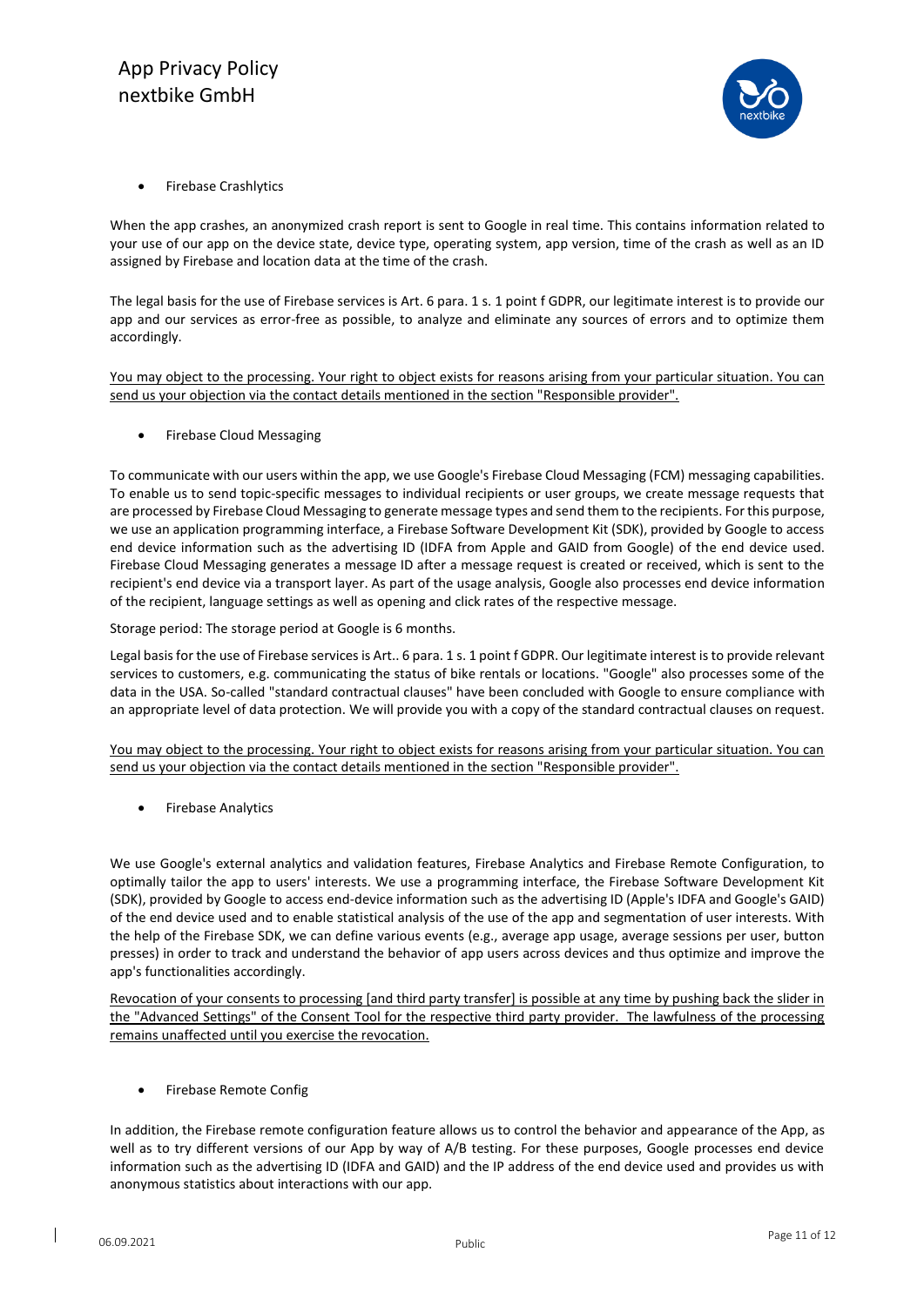- Firebase Crashlytics

When the app crashes, an anonymized crash report is sent to Google in real time. This contains information related to your use of our app on the device state, device type, operating system, app version, time of the crash as well as an ID assigned by Firebase and location data at the time of the crash.

The legal basis for the use of Firebase services is Art. 6 para. 1 s. 1 point f GDPR, our legitimate interest is to provide our app and our services as error-free as possible, to analyze and eliminate any sources of errors and to optimize them accordingly.

<u>You may object to the processing. Your right to object exists for reasons arising from your particular situation. You can send us your objection via the contact details mentioned in the section "Responsible provider".</u>

- Firebase Cloud Messaging

To communicate with our users within the app, we use Google's Firebase Cloud Messaging (FCM) messaging capabilities. To enable us to send topic-specific messages to individual recipients or user groups, we create message requests that are processed by Firebase Cloud Messaging to generate message types and send them to the recipients. For this purpose, we use an application programming interface, a Firebase Software Development Kit (SDK), provided by Google to access end device information such as the advertising ID (IDFA from Apple and GAID from Google) of the end device used. Firebase Cloud Messaging generates a message ID after a message request is created or received, which is sent to the recipient's end device via a transport layer. As part of the usage analysis, Google also processes end device information of the recipient, language settings as well as opening and click rates of the respective message.

Storage period: The storage period at Google is 6 months.

Legal basis for the use of Firebase services is Art.. 6 para. 1 s. 1 point f GDPR. Our legitimate interest is to provide relevant services to customers, e.g. communicating the status of bike rentals or locations. "Google" also processes some of the data in the USA. So-called "standard contractual clauses" have been concluded with Google to ensure compliance with an appropriate level of data protection. We will provide you with a copy of the standard contractual clauses on request.

<u>You may object to the processing. Your right to object exists for reasons arising from your particular situation. You can send us your objection via the contact details mentioned in the section "Responsible provider".</u>

- Firebase Analytics

We use Google's external analytics and validation features, Firebase Analytics and Firebase Remote Configuration, to optimally tailor the app to users' interests. We use a programming interface, the Firebase Software Development Kit (SDK), provided by Google to access end-device information such as the advertising ID (Apple's IDFA and Google's GAID) of the end device used and to enable statistical analysis of the use of the app and segmentation of user interests. With the help of the Firebase SDK, we can define various events (e.g., average app usage, average sessions per user, button presses) in order to track and understand the behavior of app users across devices and thus optimize and improve the app's functionalities accordingly.

<u>Revocation of your consents to processing [and third party transfer] is possible at any time by pushing back the slider in the "Advanced Settings" of the Consent Tool for the respective third party provider. The lawfulness of the processing remains unaffected until you exercise the revocation.</u>

- Firebase Remote Config

In addition, the Firebase remote configuration feature allows us to control the behavior and appearance of the App, as well as to try different versions of our App by way of A/B testing. For these purposes, Google processes end device information such as the advertising ID (IDFA and GAID) and the IP address of the end device used and provides us with anonymous statistics about interactions with our app.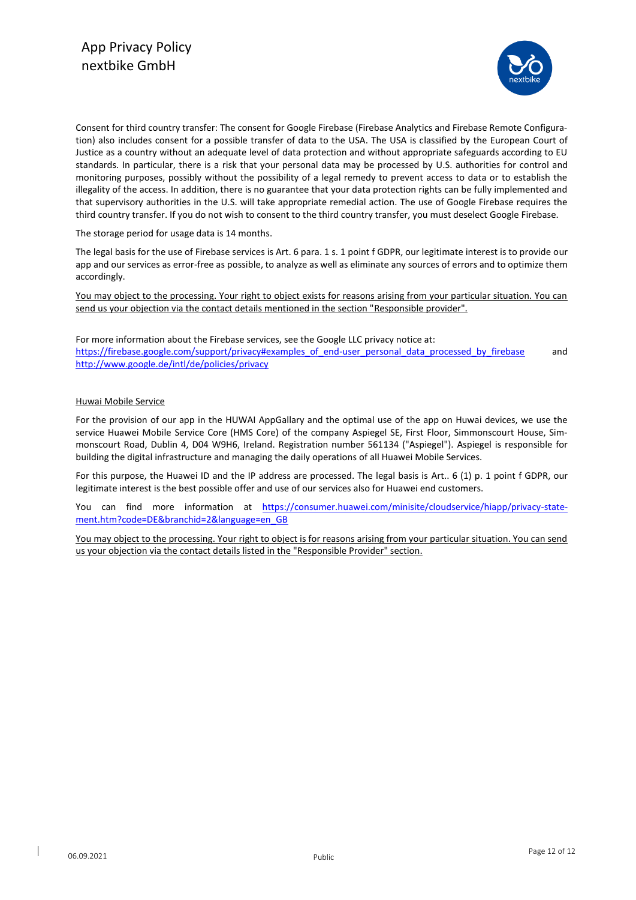Consent for third country transfer: The consent for Google Firebase (Firebase Analytics and Firebase Remote Configuration) also includes consent for a possible transfer of data to the USA. The USA is classified by the European Court of Justice as a country without an adequate level of data protection and without appropriate safeguards according to EU standards. In particular, there is a risk that your personal data may be processed by U.S. authorities for control and monitoring purposes, possibly without the possibility of a legal remedy to prevent access to data or to establish the illegality of the access. In addition, there is no guarantee that your data protection rights can be fully implemented and that supervisory authorities in the U.S. will take appropriate remedial action. The use of Google Firebase requires the third country transfer. If you do not wish to consent to the third country transfer, you must deselect Google Firebase.

The storage period for usage data is 14 months.

The legal basis for the use of Firebase services is Art. 6 para. 1 s. 1 point f GDPR, our legitimate interest is to provide our app and our services as error-free as possible, to analyze as well as eliminate any sources of errors and to optimize them accordingly.

You may object to the processing. Your right to object exists for reasons arising from your particular situation. You can send us your objection via the contact details mentioned in the section "Responsible provider".

For more information about the Firebase services, see the Google LLC privacy notice at: https://firebase.google.com/support/privacy#examples_of_end-user_personal_data_processed_by_firebase and http://www.google.de/intl/de/policies/privacy

Huwai Mobile Service

For the provision of our app in the HUWAI AppGallary and the optimal use of the app on Huwai devices, we use the service Huawei Mobile Service Core (HMS Core) of the company Aspiegel SE, First Floor, Simmonscourt House, Simmonscourt Road, Dublin 4, D04 W9H6, Ireland. Registration number 561134 ("Aspiegel"). Aspiegel is responsible for building the digital infrastructure and managing the daily operations of all Huawei Mobile Services.

For this purpose, the Huawei ID and the IP address are processed. The legal basis is Art.. 6 (1) p. 1 point f GDPR, our legitimate interest is the best possible offer and use of our services also for Huawei end customers.

You can find more information at https://consumer.huawei.com/minisite/cloudservice/hiapp/privacy-statement.htm?code=DE&branchid=2&language=en_GB

You may object to the processing. Your right to object is for reasons arising from your particular situation. You can send us your objection via the contact details listed in the "Responsible Provider" section.